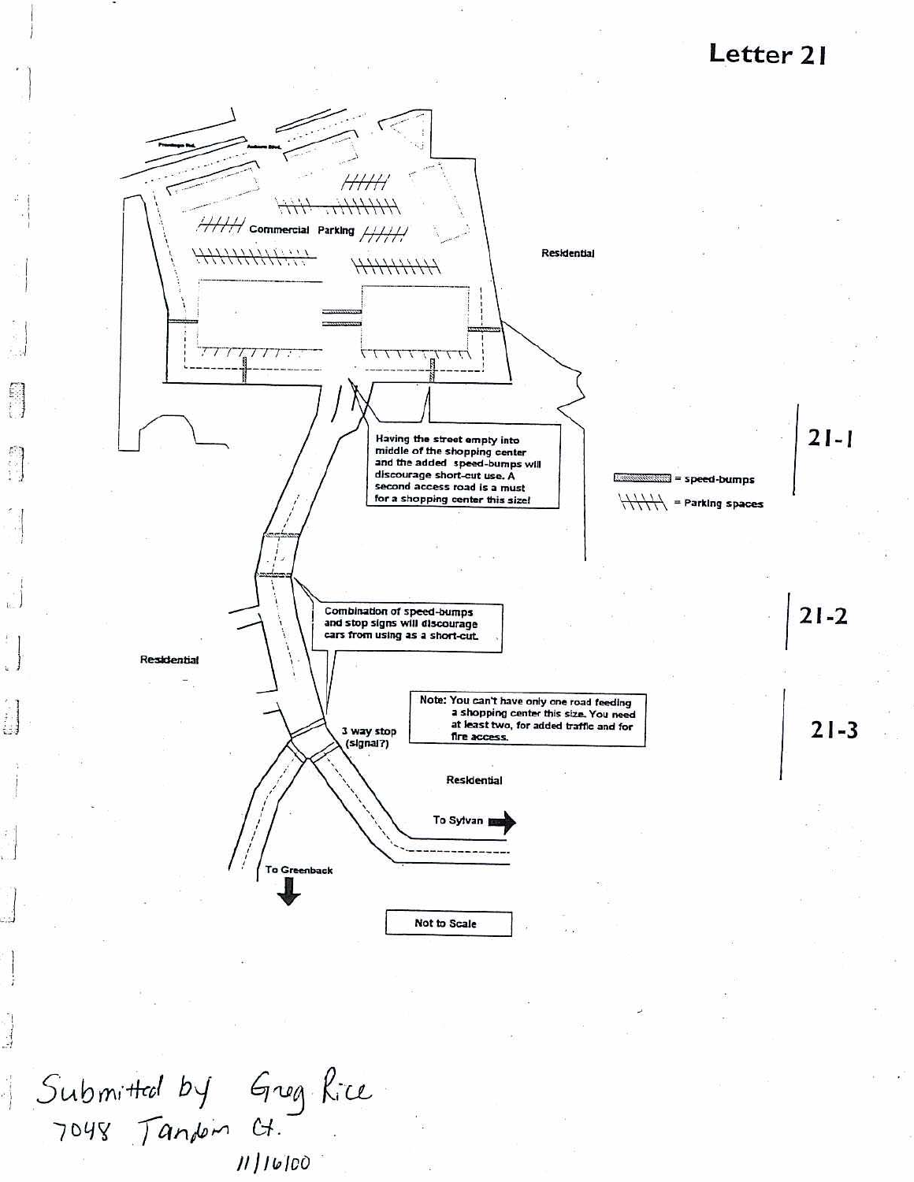# Letter 21

Frontage Rd.

Auburn Blvd.

Commercial Parking

Residential

Having the street empty into middle of the shopping center and the added speed-bumps will discourage short-cut use. A second access road is a must for a shopping center this size!

= speed-bumps

= Parking spaces

21-1

Combination of speed-bumps and stop signs will discourage cars from using as a short-cut.

21-2

Residential

3 way stop (signal?)

Note: You can't have only one road feeding a shopping center this size. You need at least two, for added traffic and for fire access.

21-3

Residential

To Sylvan

To Greenback

Not to Scale

Submitted by Greg Rice
7048 Tandem Ct.
11/16/00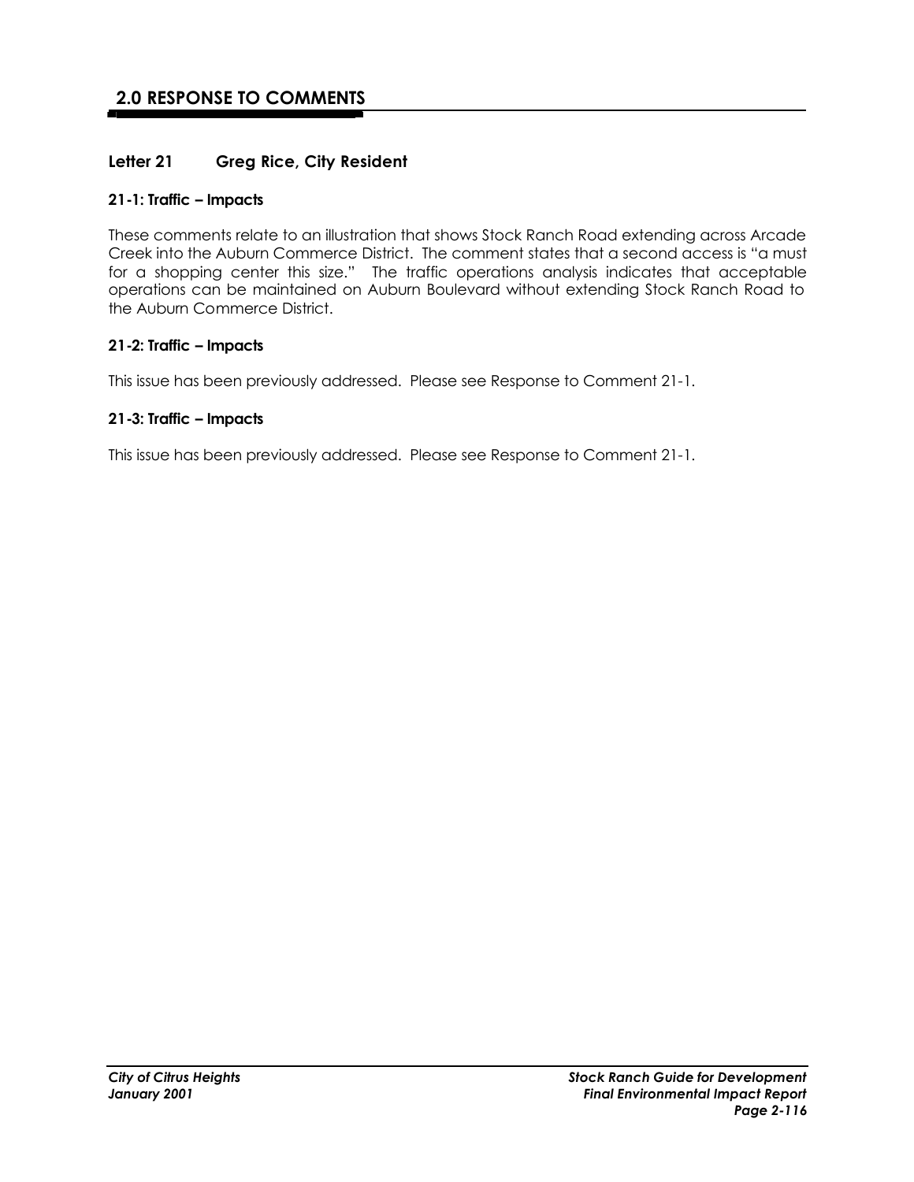## 2.0 RESPONSE TO COMMENTS

### Letter 21 Greg Rice, City Resident

**21-1: Traffic – Impacts**

These comments relate to an illustration that shows Stock Ranch Road extending across Arcade Creek into the Auburn Commerce District. The comment states that a second access is "a must for a shopping center this size." The traffic operations analysis indicates that acceptable operations can be maintained on Auburn Boulevard without extending Stock Ranch Road to the Auburn Commerce District.

**21-2: Traffic – Impacts**

This issue has been previously addressed. Please see Response to Comment 21-1.

**21-3: Traffic – Impacts**

This issue has been previously addressed. Please see Response to Comment 21-1.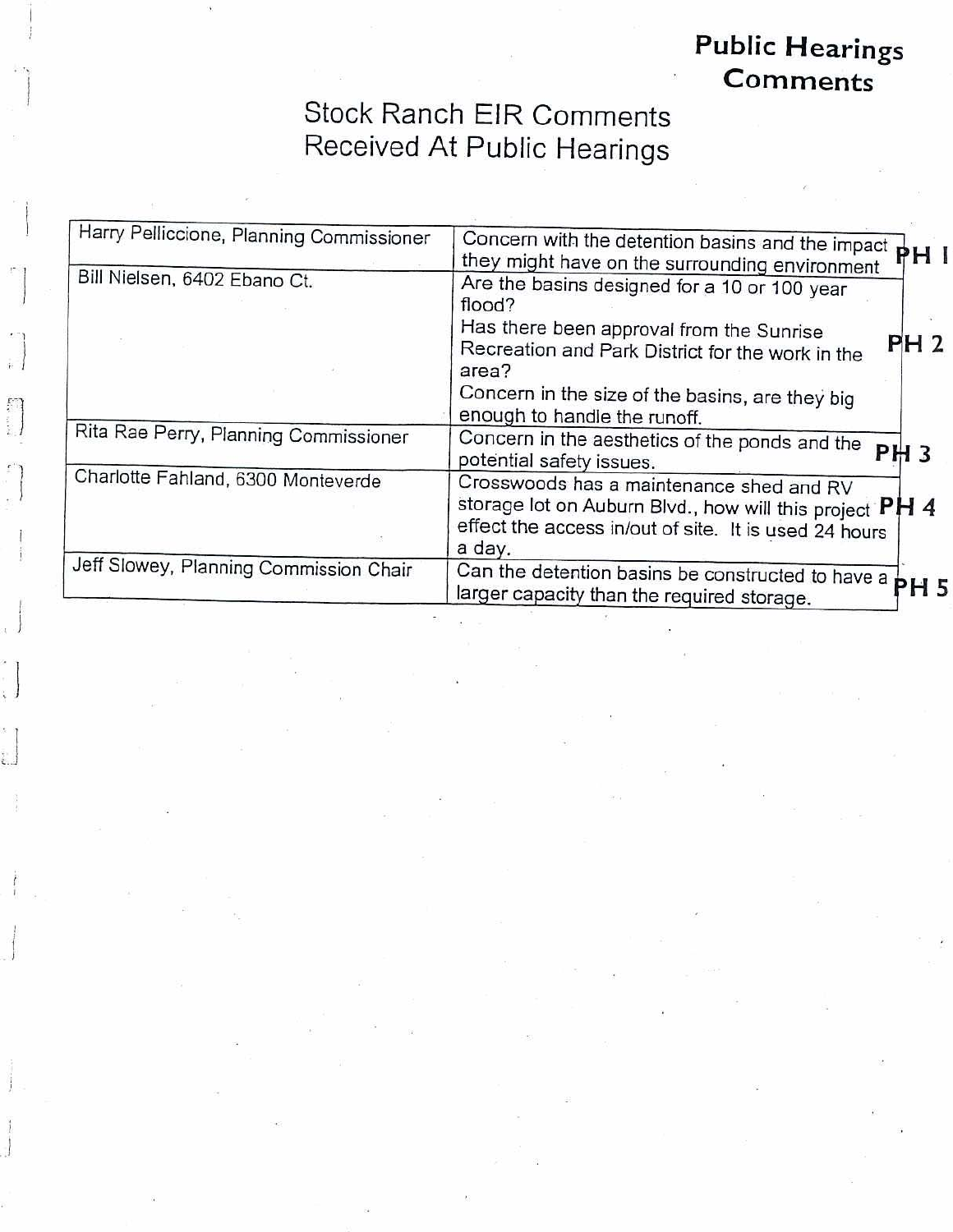**Public Hearings Comments**

# Stock Ranch EIR Comments Received At Public Hearings

| Name | Comment | |
|---|---|---|
| Harry Pelliccione, Planning Commissioner | Concern with the detention basins and the impact they might have on the surrounding environment | PH 1 |
| Bill Nielsen, 6402 Ebano Ct. | Are the basins designed for a 10 or 100 year flood?<br>Has there been approval from the Sunrise Recreation and Park District for the work in the area?<br>Concern in the size of the basins, are they big enough to handle the runoff. | PH 2 |
| Rita Rae Perry, Planning Commissioner | Concern in the aesthetics of the ponds and the potential safety issues. | PH 3 |
| Charlotte Fahland, 6300 Monteverde | Crosswoods has a maintenance shed and RV storage lot on Auburn Blvd., how will this project effect the access in/out of site. It is used 24 hours a day. | PH 4 |
| Jeff Slowey, Planning Commission Chair | Can the detention basins be constructed to have a larger capacity than the required storage. | PH 5 |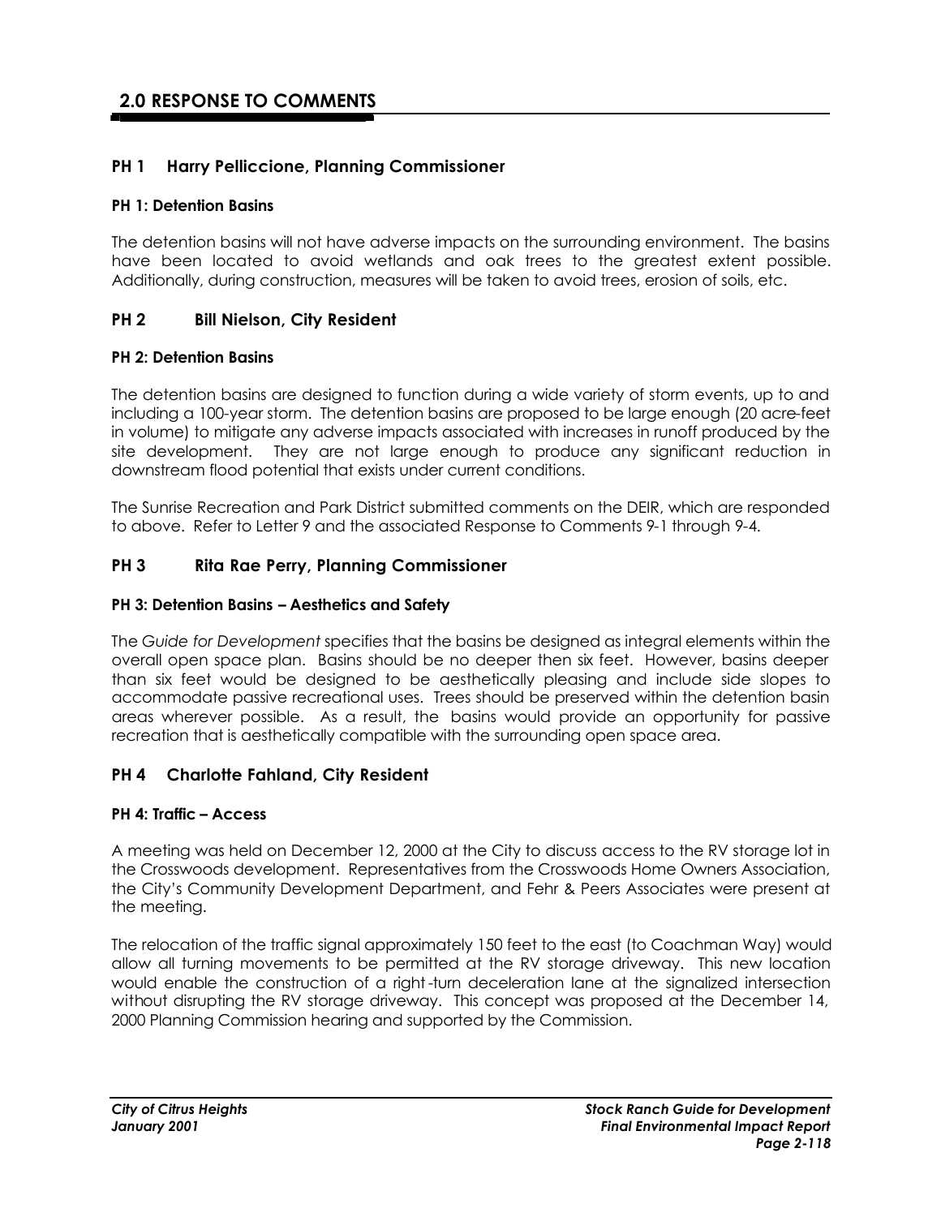## 2.0 RESPONSE TO COMMENTS

### PH 1 Harry Pelliccione, Planning Commissioner

#### PH 1: Detention Basins

The detention basins will not have adverse impacts on the surrounding environment. The basins have been located to avoid wetlands and oak trees to the greatest extent possible. Additionally, during construction, measures will be taken to avoid trees, erosion of soils, etc.

### PH 2 Bill Nielson, City Resident

#### PH 2: Detention Basins

The detention basins are designed to function during a wide variety of storm events, up to and including a 100-year storm. The detention basins are proposed to be large enough (20 acre-feet in volume) to mitigate any adverse impacts associated with increases in runoff produced by the site development. They are not large enough to produce any significant reduction in downstream flood potential that exists under current conditions.

The Sunrise Recreation and Park District submitted comments on the DEIR, which are responded to above. Refer to Letter 9 and the associated Response to Comments 9-1 through 9-4.

### PH 3 Rita Rae Perry, Planning Commissioner

#### PH 3: Detention Basins – Aesthetics and Safety

The *Guide for Development* specifies that the basins be designed as integral elements within the overall open space plan. Basins should be no deeper then six feet. However, basins deeper than six feet would be designed to be aesthetically pleasing and include side slopes to accommodate passive recreational uses. Trees should be preserved within the detention basin areas wherever possible. As a result, the basins would provide an opportunity for passive recreation that is aesthetically compatible with the surrounding open space area.

### PH 4 Charlotte Fahland, City Resident

#### PH 4: Traffic – Access

A meeting was held on December 12, 2000 at the City to discuss access to the RV storage lot in the Crosswoods development. Representatives from the Crosswoods Home Owners Association, the City's Community Development Department, and Fehr & Peers Associates were present at the meeting.

The relocation of the traffic signal approximately 150 feet to the east (to Coachman Way) would allow all turning movements to be permitted at the RV storage driveway. This new location would enable the construction of a right-turn deceleration lane at the signalized intersection without disrupting the RV storage driveway. This concept was proposed at the December 14, 2000 Planning Commission hearing and supported by the Commission.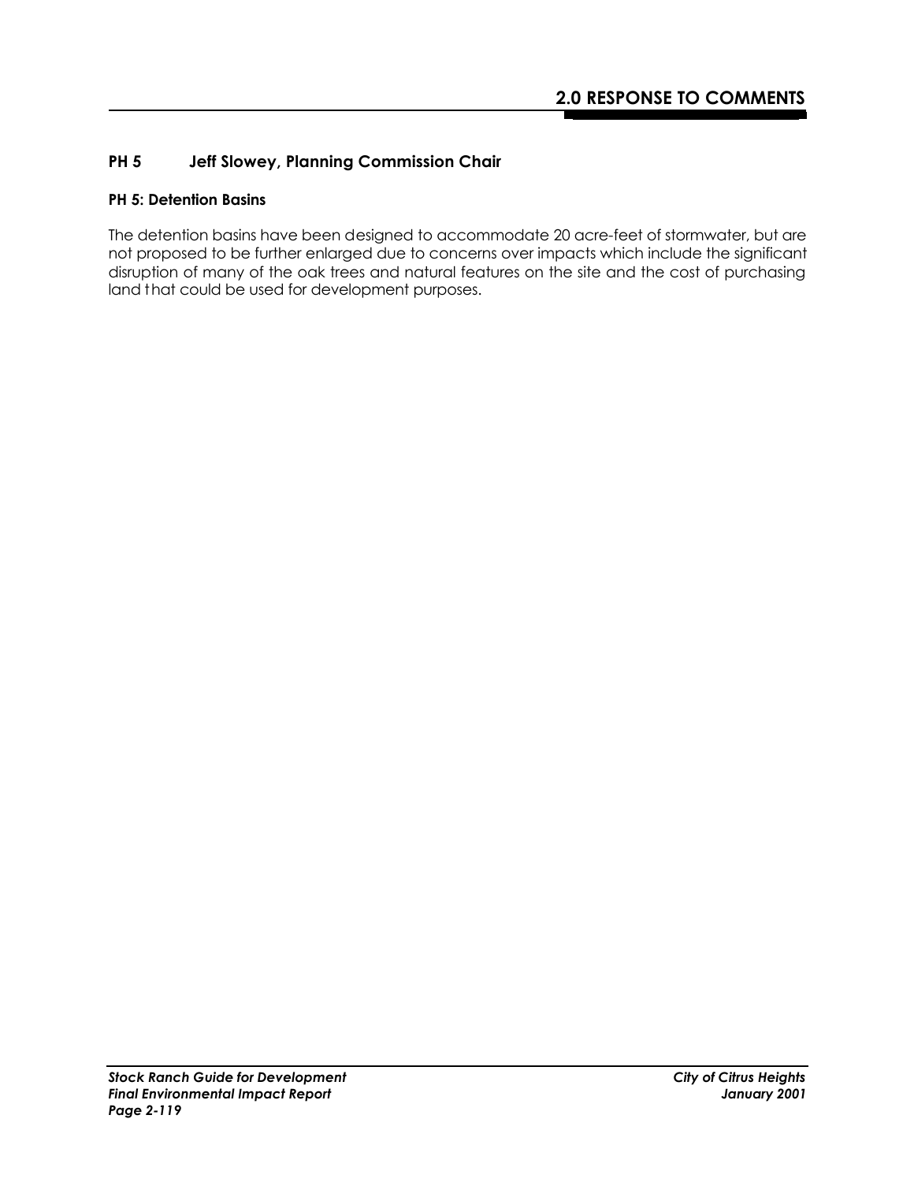### PH 5 Jeff Slowey, Planning Commission Chair

**PH 5: Detention Basins**

The detention basins have been designed to accommodate 20 acre-feet of stormwater, but are not proposed to be further enlarged due to concerns over impacts which include the significant disruption of many of the oak trees and natural features on the site and the cost of purchasing land that could be used for development purposes.